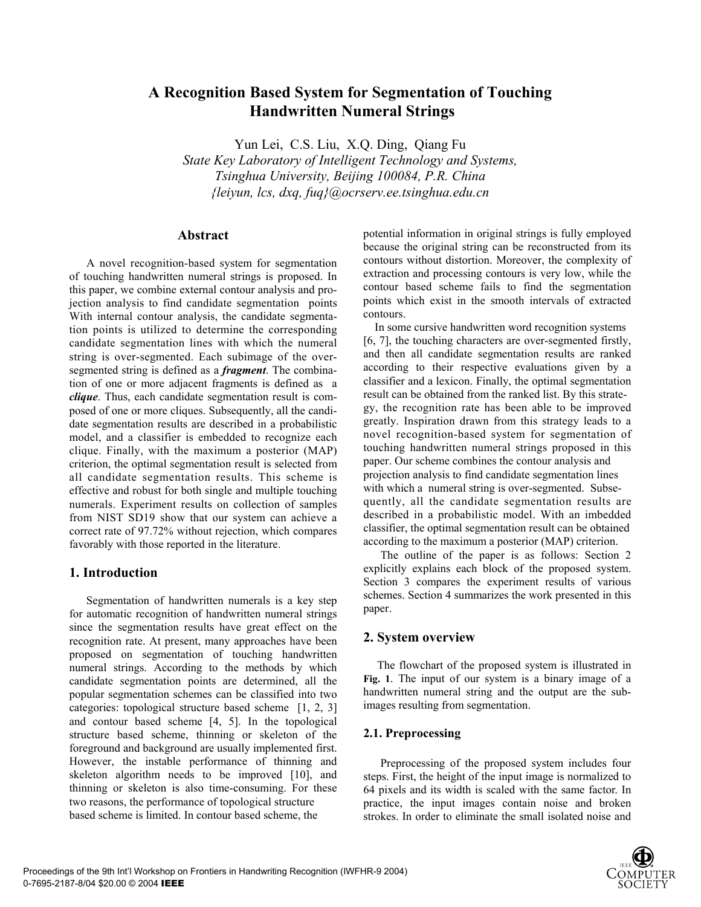# A Recognition Based System for Segmentation of Touching Handwritten Numeral Strings

Yun Lei, C.S. Liu, X.Q. Ding, Qiang Fu

*State Key Laboratory of Intelligent Technology and Systems, Tsinghua University, Beijing 100084, P.R. China*
*{leiyun, lcs, dxq, fuq}@ocrserv.ee.tsinghua.edu.cn*

## Abstract

A novel recognition-based system for segmentation of touching handwritten numeral strings is proposed. In this paper, we combine external contour analysis and projection analysis to find candidate segmentation points With internal contour analysis, the candidate segmentation points is utilized to determine the corresponding candidate segmentation lines with which the numeral string is over-segmented. Each subimage of the over-segmented string is defined as a ***fragment***. The combination of one or more adjacent fragments is defined as a ***clique***. Thus, each candidate segmentation result is composed of one or more cliques. Subsequently, all the candidate segmentation results are described in a probabilistic model, and a classifier is embedded to recognize each clique. Finally, with the maximum a posterior (MAP) criterion, the optimal segmentation result is selected from all candidate segmentation results. This scheme is effective and robust for both single and multiple touching numerals. Experiment results on collection of samples from NIST SD19 show that our system can achieve a correct rate of 97.72% without rejection, which compares favorably with those reported in the literature.

## 1. Introduction

Segmentation of handwritten numerals is a key step for automatic recognition of handwritten numeral strings since the segmentation results have great effect on the recognition rate. At present, many approaches have been proposed on segmentation of touching handwritten numeral strings. According to the methods by which candidate segmentation points are determined, all the popular segmentation schemes can be classified into two categories: topological structure based scheme [1, 2, 3] and contour based scheme [4, 5]. In the topological structure based scheme, thinning or skeleton of the foreground and background are usually implemented first. However, the instable performance of thinning and skeleton algorithm needs to be improved [10], and thinning or skeleton is also time-consuming. For these two reasons, the performance of topological structure based scheme is limited. In contour based scheme, the potential information in original strings is fully employed because the original string can be reconstructed from its contours without distortion. Moreover, the complexity of extraction and processing contours is very low, while the contour based scheme fails to find the segmentation points which exist in the smooth intervals of extracted contours.

In some cursive handwritten word recognition systems [6, 7], the touching characters are over-segmented firstly, and then all candidate segmentation results are ranked according to their respective evaluations given by a classifier and a lexicon. Finally, the optimal segmentation result can be obtained from the ranked list. By this strategy, the recognition rate has been able to be improved greatly. Inspiration drawn from this strategy leads to a novel recognition-based system for segmentation of touching handwritten numeral strings proposed in this paper. Our scheme combines the contour analysis and projection analysis to find candidate segmentation lines with which a numeral string is over-segmented. Subsequently, all the candidate segmentation results are described in a probabilistic model. With an imbedded classifier, the optimal segmentation result can be obtained according to the maximum a posterior (MAP) criterion.

The outline of the paper is as follows: Section 2 explicitly explains each block of the proposed system. Section 3 compares the experiment results of various schemes. Section 4 summarizes the work presented in this paper.

## 2. System overview

The flowchart of the proposed system is illustrated in **Fig. 1**. The input of our system is a binary image of a handwritten numeral string and the output are the sub-images resulting from segmentation.

### 2.1. Preprocessing

Preprocessing of the proposed system includes four steps. First, the height of the input image is normalized to 64 pixels and its width is scaled with the same factor. In practice, the input images contain noise and broken strokes. In order to eliminate the small isolated noise and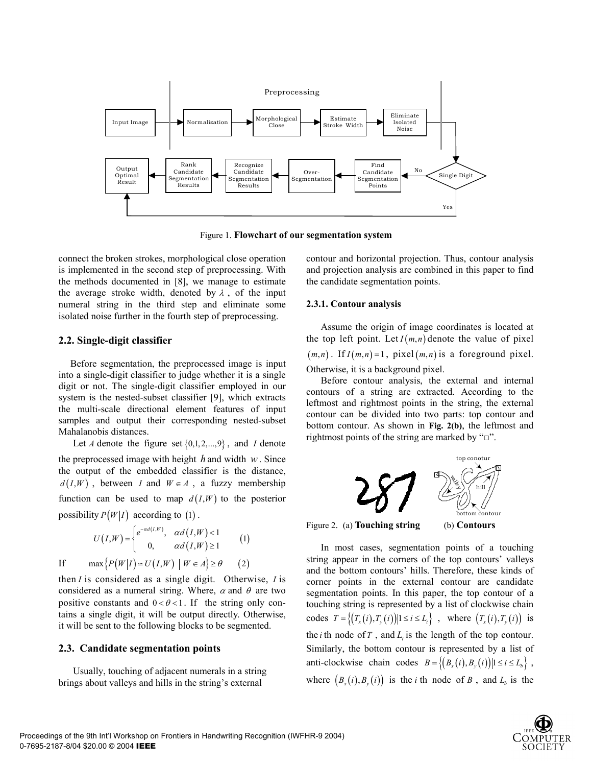Figure 1. **Flowchart of our segmentation system**

connect the broken strokes, morphological close operation is implemented in the second step of preprocessing. With the methods documented in [8], we manage to estimate the average stroke width, denoted by $\lambda$, of the input numeral string in the third step and eliminate some isolated noise further in the fourth step of preprocessing.

## 2.2. Single-digit classifier

Before segmentation, the preprocessed image is input into a single-digit classifier to judge whether it is a single digit or not. The single-digit classifier employed in our system is the nested-subset classifier [9], which extracts the multi-scale directional element features of input samples and output their corresponding nested-subset Mahalanobis distances.

Let $A$ denote the figure set $\{0,1,2,...,9\}$, and $I$ denote the preprocessed image with height $h$ and width $w$. Since the output of the embedded classifier is the distance, $d(I,W)$, between $I$ and $W \in A$, a fuzzy membership function can be used to map $d(I,W)$ to the posterior possibility $P(W|I)$ according to (1).

$$U(I,W) = \begin{cases} e^{-\alpha d(I,W)}, & \alpha d(I,W) < 1 \\ 0, & \alpha d(I,W) \geq 1 \end{cases} \quad (1)$$

If $\quad \max\{P(W|I) \simeq U(I,W) \mid W \in A\} \geq \theta \quad (2)$

then $I$ is considered as a single digit. Otherwise, $I$ is considered as a numeral string. Where, $\alpha$ and $\theta$ are two positive constants and $0 < \theta < 1$. If the string only contains a single digit, it will be output directly. Otherwise, it will be sent to the following blocks to be segmented.

## 2.3. Candidate segmentation points

Usually, touching of adjacent numerals in a string brings about valleys and hills in the string's external contour and horizontal projection. Thus, contour analysis and projection analysis are combined in this paper to find the candidate segmentation points.

### 2.3.1. Contour analysis

Assume the origin of image coordinates is located at the top left point. Let $I(m,n)$ denote the value of pixel $(m,n)$. If $I(m,n)=1$, pixel $(m,n)$ is a foreground pixel. Otherwise, it is a background pixel.

Before contour analysis, the external and internal contours of a string are extracted. According to the leftmost and rightmost points in the string, the external contour can be divided into two parts: top contour and bottom contour. As shown in **Fig. 2(b)**, the leftmost and rightmost points of the string are marked by "□".

Figure 2. (a) **Touching string** (b) **Contours**

In most cases, segmentation points of a touching string appear in the corners of the top contours' valleys and the bottom contours' hills. Therefore, these kinds of corner points in the external contour are candidate segmentation points. In this paper, the top contour of a touching string is represented by a list of clockwise chain codes $T = \{(T_x(i), T_y(i)) | 1 \leq i \leq L_t\}$, where $(T_x(i), T_y(i))$ is the $i$ th node of $T$, and $L_t$ is the length of the top contour. Similarly, the bottom contour is represented by a list of anti-clockwise chain codes $B = \{(B_x(i), B_y(i)) | 1 \leq i \leq L_b\}$, where $(B_x(i), B_y(i))$ is the $i$ th node of $B$, and $L_b$ is the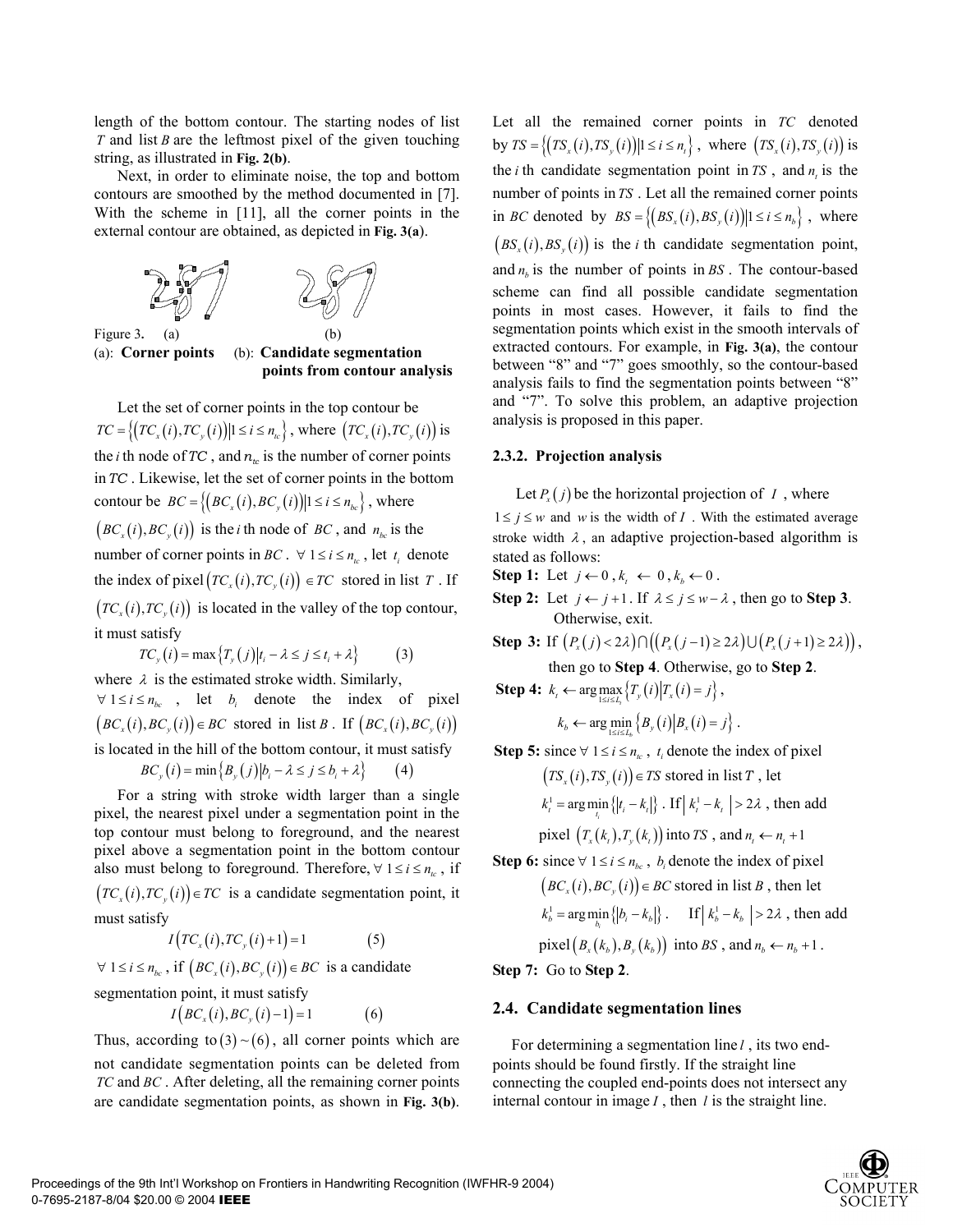length of the bottom contour. The starting nodes of list $T$ and list $B$ are the leftmost pixel of the given touching string, as illustrated in **Fig. 2(b)**.

Next, in order to eliminate noise, the top and bottom contours are smoothed by the method documented in [7]. With the scheme in [11], all the corner points in the external contour are obtained, as depicted in **Fig. 3(a)**.

Figure 3. (a) (b)
(a): **Corner points** (b): **Candidate segmentation points from contour analysis**

Let the set of corner points in the top contour be $TC = \{(TC_x(i), TC_y(i)) | 1 \le i \le n_{tc}\}$, where $(TC_x(i), TC_y(i))$ is the $i$ th node of $TC$, and $n_{tc}$ is the number of corner points in $TC$. Likewise, let the set of corner points in the bottom contour be $BC = \{(BC_x(i), BC_y(i)) | 1 \le i \le n_{bc}\}$, where $(BC_x(i), BC_y(i))$ is the $i$ th node of $BC$, and $n_{bc}$ is the number of corner points in $BC$. $\forall\ 1 \le i \le n_{tc}$, let $t_i$ denote the index of pixel $(TC_x(i), TC_y(i)) \in TC$ stored in list $T$. If $(TC_x(i), TC_y(i))$ is located in the valley of the top contour, it must satisfy

$$TC_y(i) = \max\{T_y(j) | t_i - \lambda \le j \le t_i + \lambda\} \qquad (3)$$

where $\lambda$ is the estimated stroke width. Similarly, $\forall\ 1 \le i \le n_{bc}$, let $b_i$ denote the index of pixel $(BC_x(i), BC_y(i)) \in BC$ stored in list $B$. If $(BC_x(i), BC_y(i))$ is located in the hill of the bottom contour, it must satisfy

$$BC_y(i) = \min\{B_y(j) | b_i - \lambda \le j \le b_i + \lambda\} \qquad (4)$$

For a string with stroke width larger than a single pixel, the nearest pixel under a segmentation point in the top contour must belong to foreground, and the nearest pixel above a segmentation point in the bottom contour also must belong to foreground. Therefore, $\forall\ 1 \le i \le n_{tc}$, if $(TC_x(i), TC_y(i)) \in TC$ is a candidate segmentation point, it must satisfy

$$I(TC_x(i), TC_y(i) + 1) = 1 \qquad (5)$$

$\forall\ 1 \le i \le n_{bc}$, if $(BC_x(i), BC_y(i)) \in BC$ is a candidate segmentation point, it must satisfy

$$I(BC_x(i), BC_y(i) - 1) = 1 \qquad (6)$$

Thus, according to $(3) \sim (6)$, all corner points which are not candidate segmentation points can be deleted from $TC$ and $BC$. After deleting, all the remaining corner points are candidate segmentation points, as shown in **Fig. 3(b)**.

Let all the remained corner points in $TC$ denoted by $TS = \{(TS_x(i), TS_y(i)) | 1 \le i \le n_t\}$, where $(TS_x(i), TS_y(i))$ is the $i$ th candidate segmentation point in $TS$, and $n_t$ is the number of points in $TS$. Let all the remained corner points in $BC$ denoted by $BS = \{(BS_x(i), BS_y(i)) | 1 \le i \le n_b\}$, where $(BS_x(i), BS_y(i))$ is the $i$ th candidate segmentation point, and $n_b$ is the number of points in $BS$. The contour-based scheme can find all possible candidate segmentation points in most cases. However, it fails to find the segmentation points which exist in the smooth intervals of extracted contours. For example, in **Fig. 3(a)**, the contour between "8" and "7" goes smoothly, so the contour-based analysis fails to find the segmentation points between "8" and "7". To solve this problem, an adaptive projection analysis is proposed in this paper.

#### 2.3.2. Projection analysis

Let $P_x(j)$ be the horizontal projection of $I$, where $1 \le j \le w$ and $w$ is the width of $I$. With the estimated average stroke width $\lambda$, an adaptive projection-based algorithm is stated as follows:

**Step 1:** Let $j \leftarrow 0$, $k_t \leftarrow 0$, $k_b \leftarrow 0$.

**Step 2:** Let $j \leftarrow j + 1$. If $\lambda \le j \le w - \lambda$, then go to **Step 3**. Otherwise, exit.

**Step 3:** If $(P_x(j) < 2\lambda) \cap ((P_x(j-1) \ge 2\lambda) \cup (P_x(j+1) \ge 2\lambda))$, then go to **Step 4**. Otherwise, go to **Step 2**.

**Step 4:** $k_t \leftarrow \arg\max_{1 \le i \le L_t} \{T_y(i) | T_x(i) = j\}$,

$k_b \leftarrow \arg\min_{1 \le i \le L_b} \{B_y(i) | B_x(i) = j\}$.

**Step 5:** since $\forall\ 1 \le i \le n_{tc}$, $t_i$ denote the index of pixel $(TS_x(i), TS_y(i)) \in TS$ stored in list $T$, let $k_t^1 = \arg\min_{t_i} \{|t_i - k_t|\}$. If $|k_t^1 - k_t| > 2\lambda$, then add pixel $(T_x(k_t), T_y(k_t))$ into $TS$, and $n_t \leftarrow n_t + 1$

**Step 6:** since $\forall\ 1 \le i \le n_{bc}$, $b_i$ denote the index of pixel $(BC_x(i), BC_y(i)) \in BC$ stored in list $B$, then let $k_b^1 = \arg\min_{b_i} \{|b_i - k_b|\}$. If $|k_b^1 - k_b| > 2\lambda$, then add pixel $(B_x(k_b), B_y(k_b))$ into $BS$, and $n_b \leftarrow n_b + 1$.

**Step 7:** Go to **Step 2**.

### 2.4. Candidate segmentation lines

For determining a segmentation line $l$, its two end-points should be found firstly. If the straight line connecting the coupled end-points does not intersect any internal contour in image $I$, then $l$ is the straight line.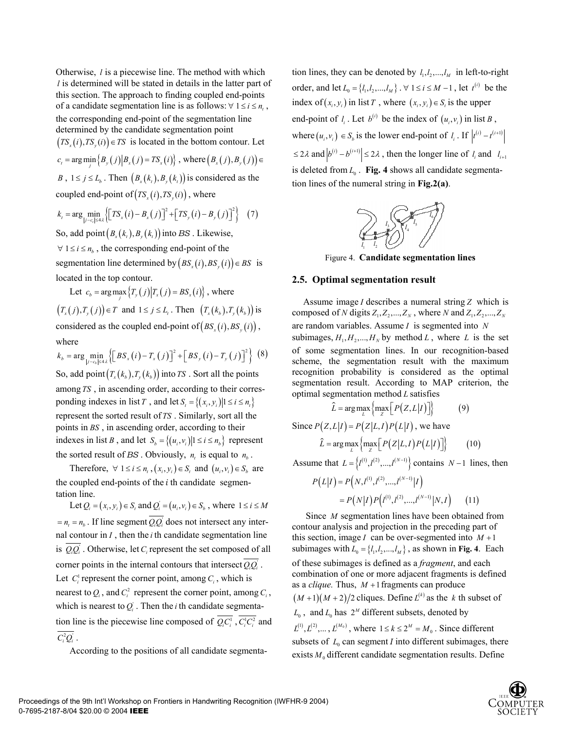Otherwise, $l$ is a piecewise line. The method with which $l$ is determined will be stated in details in the latter part of this section. The approach to finding coupled end-points of a candidate segmentation line is as follows: $\forall\ 1 \le i \le n_t$, the corresponding end-point of the segmentation line determined by the candidate segmentation point $(TS_x(i), TS_y(i)) \in TS$ is located in the bottom contour. Let $c_t = \arg\min_j \{B_y(j) | B_x(j) = TS_x(i)\}$, where $(B_x(j), B_y(j)) \in B$, $1 \le j \le L_b$. Then $(B_x(k_t), B_y(k_t))$ is considered as the coupled end-point of $(TS_x(i), TS_y(i))$, where

$$k_t = \arg\min_{|j - c_t| \le 4\lambda} \left\{ \left[TS_x(i) - B_x(j)\right]^2 + \left[TS_y(i) - B_y(j)\right]^2 \right\} \quad (7)$$

So, add point $(B_x(k_t), B_y(k_t))$ into $BS$. Likewise, $\forall\ 1 \le i \le n_b$, the corresponding end-point of the segmentation line determined by $(BS_x(i), BS_y(i)) \in BS$ is located in the top contour.

Let $c_b = \arg\max_j \{T_y(j) | T_x(j) = BS_x(i)\}$, where $(T_x(j), T_y(j)) \in T$ and $1 \le j \le L_t$. Then $(T_x(k_b), T_y(k_b))$ is considered as the coupled end-point of $(BS_x(i), BS_y(i))$, where

$$k_b = \arg\min_{|j - c_b| \le 4\lambda} \left\{ \left[BS_x(i) - T_x(j)\right]^2 + \left[BS_y(i) - T_y(j)\right]^2 \right\} \quad (8)$$

So, add point $(T_x(k_b), T_y(k_b))$ into $TS$. Sort all the points among $TS$, in ascending order, according to their corresponding indexes in list $T$, and let $S_t = \{(x_i, y_i) | 1 \le i \le n_t\}$ represent the sorted result of $TS$. Similarly, sort all the points in $BS$, in ascending order, according to their indexes in list $B$, and let $S_b = \{(u_i, v_i) | 1 \le i \le n_b\}$ represent the sorted result of $BS$. Obviously, $n_t$ is equal to $n_b$.

Therefore, $\forall\ 1 \le i \le n_t$, $(x_i, y_i) \in S_t$ and $(u_i, v_i) \in S_b$ are the coupled end-points of the $i$ th candidate segmentation line.

Let $Q_i = (x_i, y_i) \in S_t$ and $Q_i' = (u_i, v_i) \in S_b$, where $1 \le i \le M = n_t = n_b$. If line segment $\overline{Q_i Q_i'}$ does not intersect any internal contour in $I$, then the $i$ th candidate segmentation line is $\overline{Q_i Q_i'}$. Otherwise, let $C_i$ represent the set composed of all corner points in the internal contours that intersect $\overline{Q_i Q_i'}$. Let $C_i^1$ represent the corner point, among $C_i$, which is nearest to $Q_i$, and $C_i^2$ represent the corner point, among $C_i$, which is nearest to $Q_i'$. Then the $i$ th candidate segmentation line is the piecewise line composed of $\overline{Q_i C_i^1}$, $\overline{C_i^1 C_i^2}$ and $\overline{C_i^2 Q_i'}$.

According to the positions of all candidate segmentation lines, they can be denoted by $l_1, l_2, ..., l_M$ in left-to-right order, and let $L_0 = \{l_1, l_2, ..., l_M\}$. $\forall\ 1 \le i \le M-1$, let $t^{(i)}$ be the index of $(x_i, y_i)$ in list $T$, where $(x_i, y_i) \in S_t$ is the upper end-point of $l_i$. Let $b^{(i)}$ be the index of $(u_i, v_i)$ in list $B$, where $(u_i, v_i) \in S_b$ is the lower end-point of $l_i$. If $\left|t^{(i)} - t^{(i+1)}\right| \le 2\lambda$ and $\left|b^{(i)} - b^{(i+1)}\right| \le 2\lambda$, then the longer line of $l_i$ and $l_{i+1}$ is deleted from $L_0$. **Fig. 4** shows all candidate segmentation lines of the numeral string in **Fig.2(a)**.

Figure 4. **Candidate segmentation lines**

## 2.5. Optimal segmentation result

Assume image $I$ describes a numeral string $Z$ which is composed of $N$ digits $Z_1, Z_2, ..., Z_N$, where $N$ and $Z_1, Z_2, ..., Z_N$ are random variables. Assume $I$ is segmented into $N$ subimages, $H_1, H_2, ..., H_N$ by method $L$, where $L$ is the set of some segmentation lines. In our recognition-based scheme, the segmentation result with the maximum recognition probability is considered as the optimal segmentation result. According to MAP criterion, the optimal segmentation method $L$ satisfies

$$\hat{L} = \arg\max_L \left\{ \max_Z \left[ P(Z, L | I) \right] \right\} \quad (9)$$

Since $P(Z, L | I) = P(Z | L, I) P(L | I)$, we have

$$\hat{L} = \arg\max_L \left\{ \max_Z \left[ P(Z | L, I) P(L | I) \right] \right\} \quad (10)$$

Assume that $L = \{l^{(1)}, l^{(2)}, ..., l^{(N-1)}\}$ contains $N-1$ lines, then

$$\begin{aligned} P(L | I) &= P\left(N, l^{(1)}, l^{(2)}, ..., l^{(N-1)} \middle| I\right) \\ &= P(N | I) P\left(l^{(1)}, l^{(2)}, ..., l^{(N-1)} \middle| N, I\right) \end{aligned} \quad (11)$$

Since $M$ segmentation lines have been obtained from contour analysis and projection in the preceding part of this section, image $I$ can be over-segmented into $M+1$ subimages with $L_0 = \{l_1, l_2, ..., l_M\}$, as shown in **Fig. 4**. Each of these subimages is defined as a *fragment*, and each combination of one or more adjacent fragments is defined as a *clique*. Thus, $M+1$ fragments can produce $(M+1)(M+2)/2$ cliques. Define $L^{(k)}$ as the $k$ th subset of $L_0$, and $L_0$ has $2^M$ different subsets, denoted by $L^{(1)}, L^{(2)}, ..., L^{(M_0)}$, where $1 \le k \le 2^M = M_0$. Since different subsets of $L_0$ can segment $I$ into different subimages, there exists $M_0$ different candidate segmentation results. Define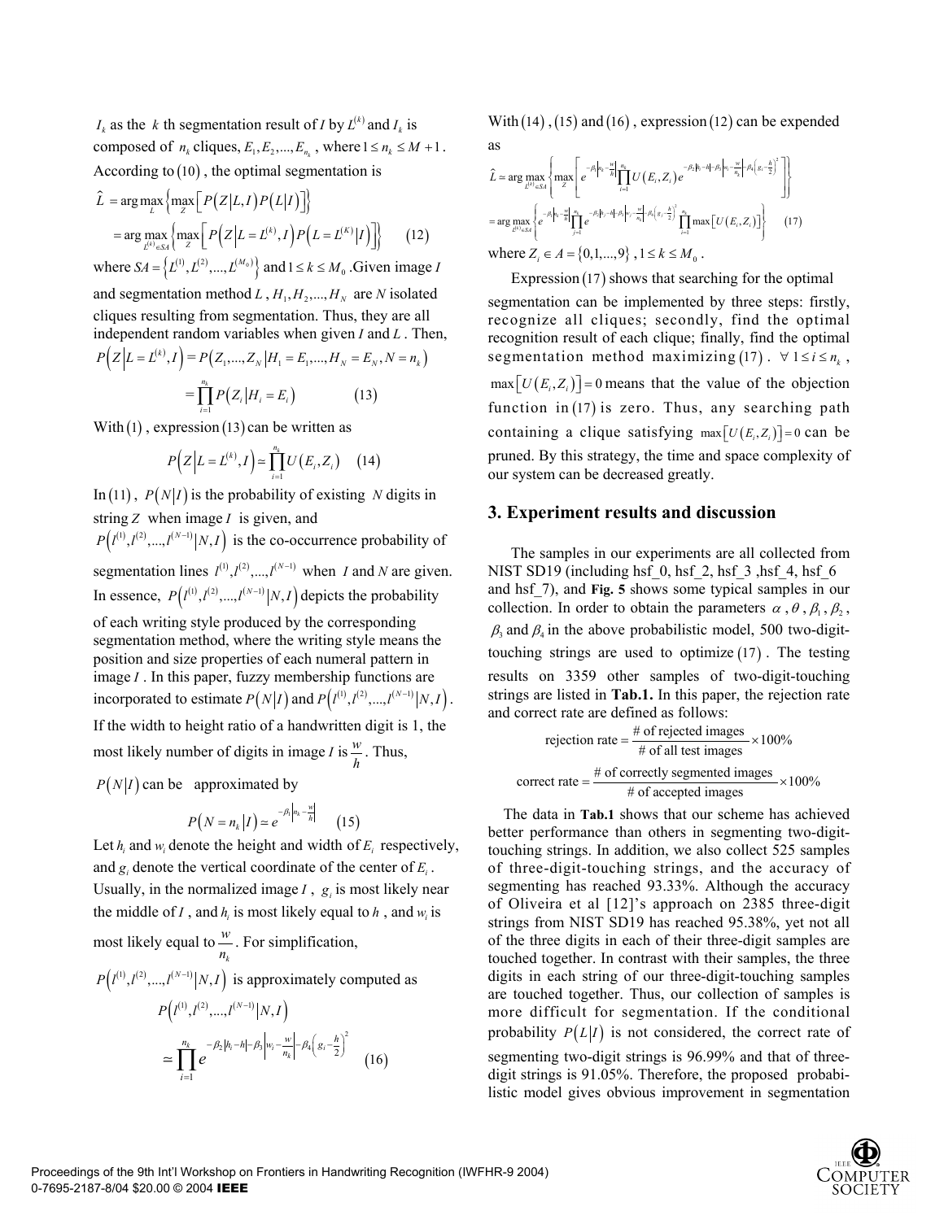$I_k$ as the $k$ th segmentation result of $I$ by $L^{(k)}$ and $I_k$ is composed of $n_k$ cliques, $E_1, E_2, ..., E_{n_k}$, where $1 \le n_k \le M+1$. According to $(10)$, the optimal segmentation is

$$\hat{L} = \arg\max_{L} \left\{ \max_{Z} \left[ P\left(Z \middle| L, I\right) P\left(L \middle| I\right) \right] \right\}$$
$$= \arg\max_{L^{(k)} \in SA} \left\{ \max_{Z} \left[ P\left(Z \middle| L = L^{(k)}, I\right) P\left(L = L^{(K)} \middle| I\right) \right] \right\} \quad (12)$$

where $SA = \left\{ L^{(1)}, L^{(2)}, ..., L^{(M_0)} \right\}$ and $1 \le k \le M_0$. Given image $I$ and segmentation method $L$, $H_1, H_2, ..., H_N$ are $N$ isolated cliques resulting from segmentation. Thus, they are all independent random variables when given $I$ and $L$. Then,

$$P\left(Z \middle| L = L^{(k)}, I\right) = P\left(Z_1, ..., Z_N \middle| H_1 = E_1, ..., H_N = E_N, N = n_k\right)$$
$$= \prod_{i=1}^{n_k} P\left(Z_i \middle| H_i = E_i\right) \quad (13)$$

With $(1)$, expression $(13)$ can be written as

$$P\left(Z \middle| L = L^{(k)}, I\right) \simeq \prod_{i=1}^{n_k} U\left(E_i, Z_i\right) \quad (14)$$

In $(11)$, $P\left(N \middle| I\right)$ is the probability of existing $N$ digits in string $Z$ when image $I$ is given, and $P\left(l^{(1)}, l^{(2)}, ..., l^{(N-1)} \middle| N, I\right)$ is the co-occurrence probability of segmentation lines $l^{(1)}, l^{(2)}, ..., l^{(N-1)}$ when $I$ and $N$ are given. In essence, $P\left(l^{(1)}, l^{(2)}, ..., l^{(N-1)} \middle| N, I\right)$ depicts the probability of each writing style produced by the corresponding segmentation method, where the writing style means the position and size properties of each numeral pattern in image $I$. In this paper, fuzzy membership functions are incorporated to estimate $P\left(N \middle| I\right)$ and $P\left(l^{(1)}, l^{(2)}, ..., l^{(N-1)} \middle| N, I\right)$. If the width to height ratio of a handwritten digit is 1, the most likely number of digits in image $I$ is $\frac{w}{h}$. Thus, $P\left(N \middle| I\right)$ can be approximated by

$$P\left(N = n_k \middle| I\right) \simeq e^{-\beta_1 \left| n_k - \frac{w}{h} \right|} \quad (15)$$

Let $h_i$ and $w_i$ denote the height and width of $E_i$ respectively, and $g_i$ denote the vertical coordinate of the center of $E_i$. Usually, in the normalized image $I$, $g_i$ is most likely near the middle of $I$, and $h_i$ is most likely equal to $h$, and $w_i$ is most likely equal to $\frac{w}{n_k}$. For simplification, $P\left(l^{(1)}, l^{(2)}, ..., l^{(N-1)} \middle| N, I\right)$ is approximately computed as

$$P\left(l^{(1)}, l^{(2)}, ..., l^{(N-1)} \middle| N, I\right)$$
$$\simeq \prod_{i=1}^{n_k} e^{-\beta_2 \left| h_i - h \right| - \beta_3 \left| w_i - \frac{w}{n_k} \right| - \beta_4 \left( g_i - \frac{h}{2} \right)^2} \quad (16)$$

With $(14)$, $(15)$ and $(16)$, expression $(12)$ can be expended as

$$\hat{L} \simeq \arg\max_{L^{(k)} \in SA} \left\{ \max_{Z} \left[ e^{-\beta_1 \left| n_k - \frac{w}{h} \right|} \prod_{i=1}^{n_k} U\left(E_i, Z_i\right) e^{-\beta_2 \left| h_i - h \right| - \beta_3 \left| w_i - \frac{w}{n_k} \right| - \beta_4 \left( g_i - \frac{h}{2} \right)^2} \right] \right\}$$
$$= \arg\max_{L^{(k)} \in SA} \left\{ e^{-\beta_1 \left| n_k - \frac{w}{h} \right|} \prod_{j=1}^{n_k} e^{-\beta_2 \left| h_j - h \right| - \beta_3 \left| w_j - \frac{w}{n_k} \right| - \beta_4 \left( g_j - \frac{h}{2} \right)^2} \prod_{i=1}^{n_k} \max\left[ U\left(E_i, Z_i\right) \right] \right\} \quad (17)$$

where $Z_i \in A = \{0, 1, ..., 9\}$, $1 \le k \le M_0$.

Expression $(17)$ shows that searching for the optimal segmentation can be implemented by three steps: firstly, recognize all cliques; secondly, find the optimal recognition result of each clique; finally, find the optimal segmentation method maximizing $(17)$. $\forall\, 1 \le i \le n_k$, $\max\left[U\left(E_i, Z_i\right)\right] = 0$ means that the value of the objection function in $(17)$ is zero. Thus, any searching path containing a clique satisfying $\max\left[U\left(E_i, Z_i\right)\right] = 0$ can be pruned. By this strategy, the time and space complexity of our system can be decreased greatly.

## 3. Experiment results and discussion

The samples in our experiments are all collected from NIST SD19 (including hsf_0, hsf_2, hsf_3 ,hsf_4, hsf_6 and hsf_7), and **Fig. 5** shows some typical samples in our collection. In order to obtain the parameters $\alpha$, $\theta$, $\beta_1$, $\beta_2$, $\beta_3$ and $\beta_4$ in the above probabilistic model, 500 two-digit-touching strings are used to optimize $(17)$. The testing results on 3359 other samples of two-digit-touching strings are listed in **Tab.1.** In this paper, the rejection rate and correct rate are defined as follows:

$$\text{rejection rate} = \frac{\text{\# of rejected images}}{\text{\# of all test images}} \times 100\%$$

$$\text{correct rate} = \frac{\text{\# of correctly segmented images}}{\text{\# of accepted images}} \times 100\%$$

The data in **Tab.1** shows that our scheme has achieved better performance than others in segmenting two-digit-touching strings. In addition, we also collect 525 samples of three-digit-touching strings, and the accuracy of segmenting has reached 93.33%. Although the accuracy of Oliveira et al [12]'s approach on 2385 three-digit strings from NIST SD19 has reached 95.38%, yet not all of the three digits in each of their three-digit samples are touched together. In contrast with their samples, the three digits in each string of our three-digit-touching samples are touched together. Thus, our collection of samples is more difficult for segmentation. If the conditional probability $P\left(L \middle| I\right)$ is not considered, the correct rate of segmenting two-digit strings is 96.99% and that of three-digit strings is 91.05%. Therefore, the proposed probabilistic model gives obvious improvement in segmentation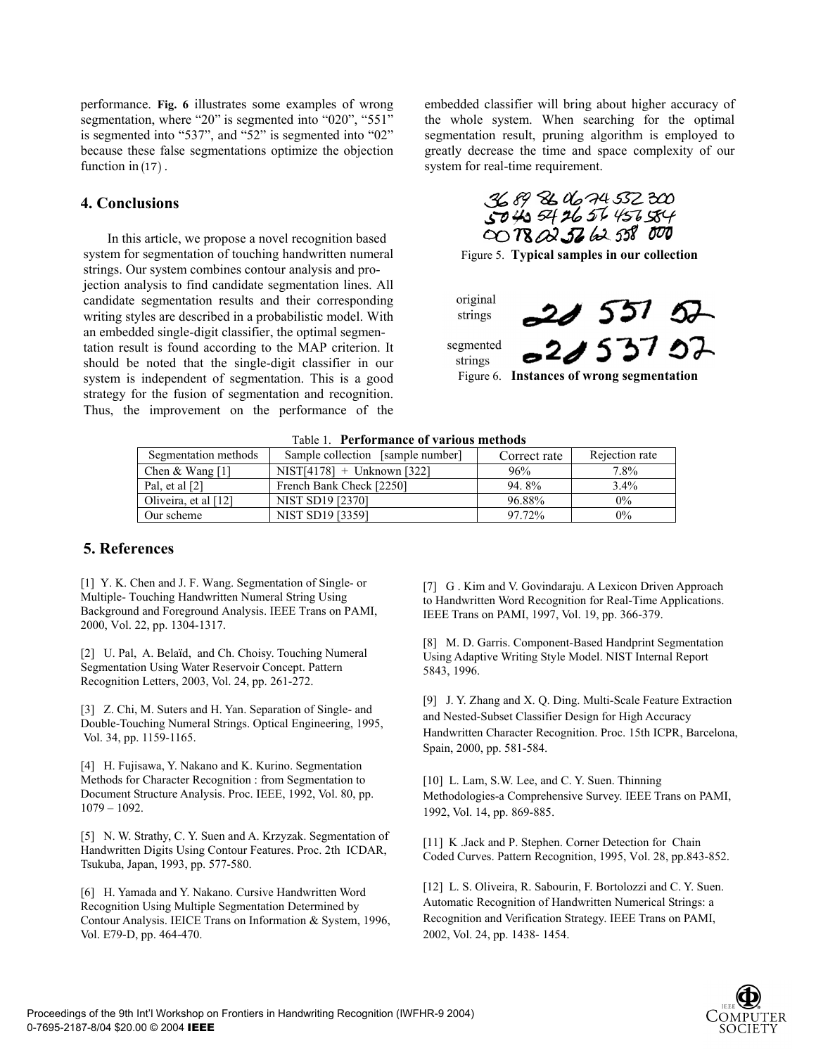performance. **Fig. 6** illustrates some examples of wrong segmentation, where "20" is segmented into "020", "551" is segmented into "537", and "52" is segmented into "02" because these false segmentations optimize the objection function in (17) .

## 4. Conclusions

In this article, we propose a novel recognition based system for segmentation of touching handwritten numeral strings. Our system combines contour analysis and projection analysis to find candidate segmentation lines. All candidate segmentation results and their corresponding writing styles are described in a probabilistic model. With an embedded single-digit classifier, the optimal segmentation result is found according to the MAP criterion. It should be noted that the single-digit classifier in our system is independent of segmentation. This is a good strategy for the fusion of segmentation and recognition. Thus, the improvement on the performance of the embedded classifier will bring about higher accuracy of the whole system. When searching for the optimal segmentation result, pruning algorithm is employed to greatly decrease the time and space complexity of our system for real-time requirement.

Figure 5. **Typical samples in our collection**

original strings

segmented strings

Figure 6. **Instances of wrong segmentation**

Table 1. **Performance of various methods**

| Segmentation methods | Sample collection [sample number] | Correct rate | Rejection rate |
|---|---|---|---|
| Chen & Wang [1] | NIST[4178] + Unknown [322] | 96% | 7.8% |
| Pal, et al [2] | French Bank Check [2250] | 94. 8% | 3.4% |
| Oliveira, et al [12] | NIST SD19 [2370] | 96.88% | 0% |
| Our scheme | NIST SD19 [3359] | 97.72% | 0% |

## 5. References

[1] Y. K. Chen and J. F. Wang. Segmentation of Single- or Multiple- Touching Handwritten Numeral String Using Background and Foreground Analysis. IEEE Trans on PAMI, 2000, Vol. 22, pp. 1304-1317.

[2] U. Pal, A. Belaïd, and Ch. Choisy. Touching Numeral Segmentation Using Water Reservoir Concept. Pattern Recognition Letters, 2003, Vol. 24, pp. 261-272.

[3] Z. Chi, M. Suters and H. Yan. Separation of Single- and Double-Touching Numeral Strings. Optical Engineering, 1995, Vol. 34, pp. 1159-1165.

[4] H. Fujisawa, Y. Nakano and K. Kurino. Segmentation Methods for Character Recognition : from Segmentation to Document Structure Analysis. Proc. IEEE, 1992, Vol. 80, pp. 1079 – 1092.

[5] N. W. Strathy, C. Y. Suen and A. Krzyzak. Segmentation of Handwritten Digits Using Contour Features. Proc. 2th ICDAR, Tsukuba, Japan, 1993, pp. 577-580.

[6] H. Yamada and Y. Nakano. Cursive Handwritten Word Recognition Using Multiple Segmentation Determined by Contour Analysis. IEICE Trans on Information & System, 1996, Vol. E79-D, pp. 464-470.

[7] G . Kim and V. Govindaraju. A Lexicon Driven Approach to Handwritten Word Recognition for Real-Time Applications. IEEE Trans on PAMI, 1997, Vol. 19, pp. 366-379.

[8] M. D. Garris. Component-Based Handprint Segmentation Using Adaptive Writing Style Model. NIST Internal Report 5843, 1996.

[9] J. Y. Zhang and X. Q. Ding. Multi-Scale Feature Extraction and Nested-Subset Classifier Design for High Accuracy Handwritten Character Recognition. Proc. 15th ICPR, Barcelona, Spain, 2000, pp. 581-584.

[10] L. Lam, S.W. Lee, and C. Y. Suen. Thinning Methodologies-a Comprehensive Survey. IEEE Trans on PAMI, 1992, Vol. 14, pp. 869-885.

[11] K .Jack and P. Stephen. Corner Detection for Chain Coded Curves. Pattern Recognition, 1995, Vol. 28, pp.843-852.

[12] L. S. Oliveira, R. Sabourin, F. Bortolozzi and C. Y. Suen. Automatic Recognition of Handwritten Numerical Strings: a Recognition and Verification Strategy. IEEE Trans on PAMI, 2002, Vol. 24, pp. 1438- 1454.